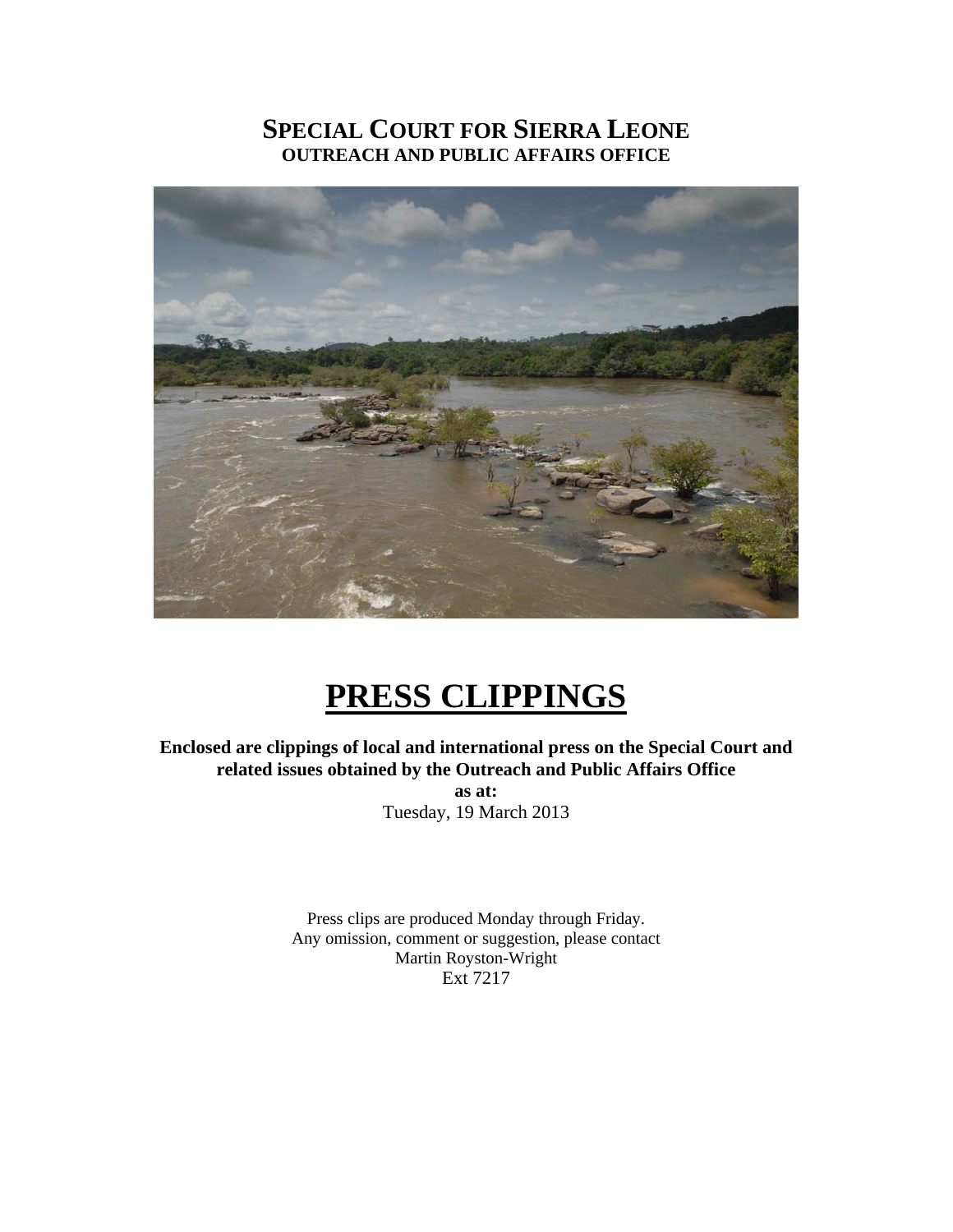# SPECIAL COURT FOR SIERRA LEONE
## OUTREACH AND PUBLIC AFFAIRS OFFICE

# PRESS CLIPPINGS

**Enclosed are clippings of local and international press on the Special Court and related issues obtained by the Outreach and Public Affairs Office**

**as at:**

Tuesday, 19 March 2013

Press clips are produced Monday through Friday.
Any omission, comment or suggestion, please contact
Martin Royston-Wright
Ext 7217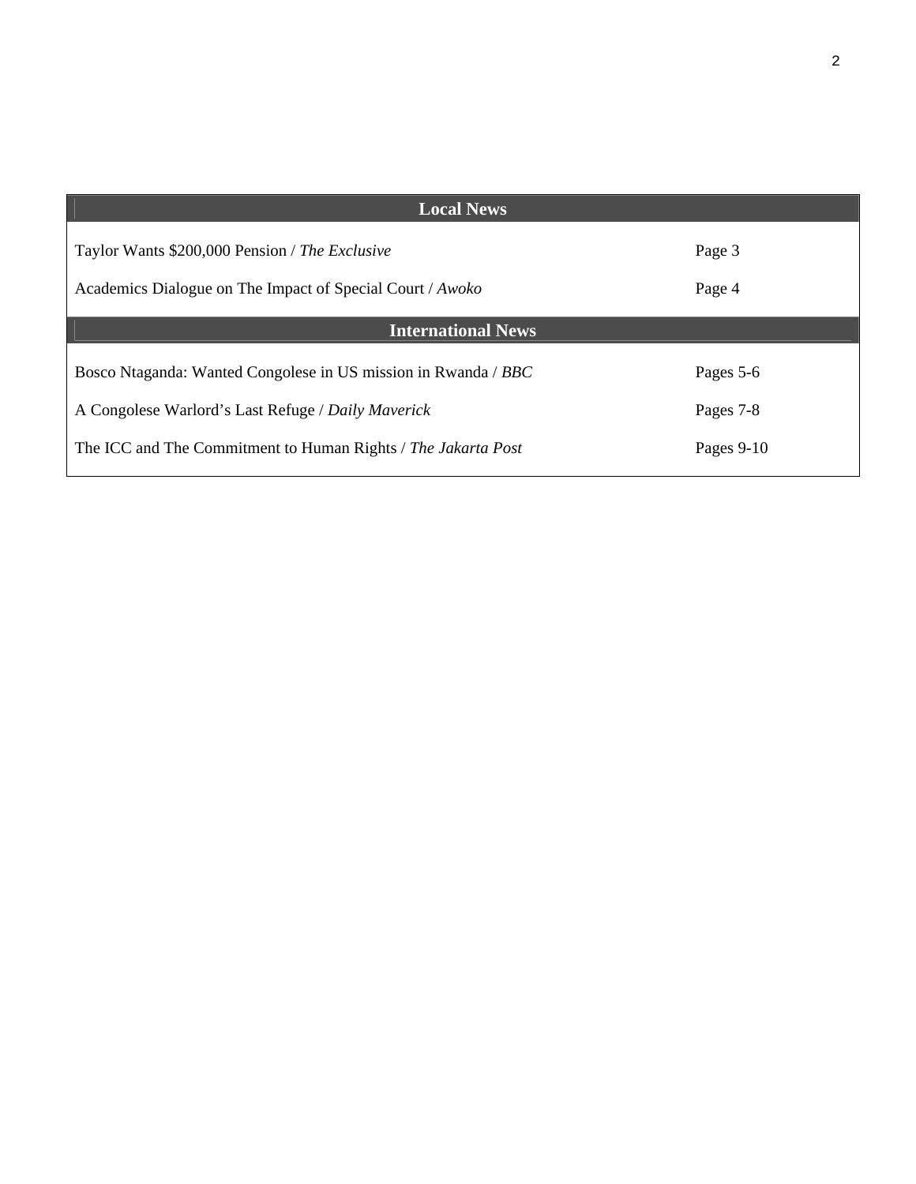| Local News | |
|---|---|
| Taylor Wants $200,000 Pension / *The Exclusive* | Page 3 |
| Academics Dialogue on The Impact of Special Court / *Awoko* | Page 4 |
| **International News** | |
| Bosco Ntaganda: Wanted Congolese in US mission in Rwanda / *BBC* | Pages 5-6 |
| A Congolese Warlord's Last Refuge / *Daily Maverick* | Pages 7-8 |
| The ICC and The Commitment to Human Rights / *The Jakarta Post* | Pages 9-10 |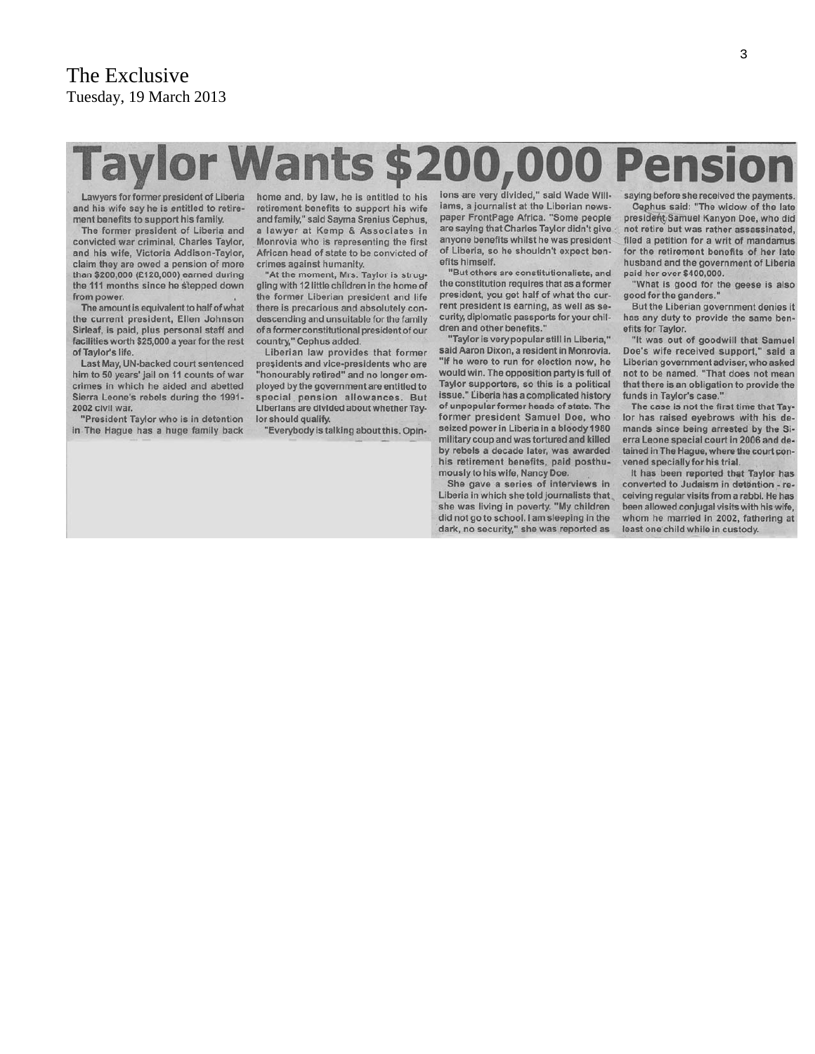The Exclusive
Tuesday, 19 March 2013

# Taylor Wants $200,000 Pension

Lawyers for former president of Liberia and his wife say he is entitled to retirement benefits to support his family.

The former president of Liberia and convicted war criminal, Charles Taylor, and his wife, Victoria Addison-Taylor, claim they are owed a pension of more than $200,000 (£120,000) earned during the 111 months since he stepped down from power.

The amount is equivalent to half of what the current president, Ellen Johnson Sirleaf, is paid, plus personal staff and facilities worth $25,000 a year for the rest of Taylor's life.

Last May, UN-backed court sentenced him to 50 years' jail on 11 counts of war crimes in which he aided and abetted Sierra Leone's rebels during the 1991-2002 civil war.

"President Taylor who is in detention in The Hague has a huge family back home and, by law, he is entitled to his retirement benefits to support his wife and family," said Sayma Srenius Cephus, a lawyer at Kemp & Associates in Monrovia who is representing the first African head of state to be convicted of crimes against humanity.

"At the moment, Mrs. Taylor is struggling with 12 little children in the home of the former Liberian president and life there is precarious and absolutely condescending and unsuitable for the family of a former constitutional president of our country," Cephus added.

Liberian law provides that former presidents and vice-presidents who are "honourably retired" and no longer employed by the government are entitled to special pension allowances. But Liberians are divided about whether Taylor should qualify.

"Everybody is talking about this. Opinions are very divided," said Wade Williams, a journalist at the Liberian newspaper FrontPage Africa. "Some people are saying that Charles Taylor didn't give anyone benefits whilst he was president of Liberia, so he shouldn't expect benefits himself.

"But others are constitutionalists, and the constitution requires that as a former president, you get half of what the current president is earning, as well as security, diplomatic passports for your children and other benefits."

"Taylor is very popular still in Liberia," said Aaron Dixon, a resident in Monrovia. "If he were to run for election now, he would win. The opposition party is full of Taylor supporters, so this is a political issue." Liberia has a complicated history of unpopular former heads of state. The former president Samuel Doe, who seized power in Liberia in a bloody 1980 military coup and was tortured and killed by rebels a decade later, was awarded his retirement benefits, paid posthumously to his wife, Nancy Doe.

She gave a series of interviews in Liberia in which she told journalists that she was living in poverty. "My children did not go to school. I am sleeping in the dark, no security," she was reported as saying before she received the payments.

Cephus said: "The widow of the late president Samuel Kanyon Doe, who did not retire but was rather assassinated, filed a petition for a writ of mandamus for the retirement benefits of her late husband and the government of Liberia paid her over $400,000.

"What is good for the geese is also good for the ganders."

But the Liberian government denies it has any duty to provide the same benefits for Taylor.

"It was out of goodwill that Samuel Doe's wife received support," said a Liberian government adviser, who asked not to be named. "That does not mean that there is an obligation to provide the funds in Taylor's case."

The case is not the first time that Taylor has raised eyebrows with his demands since being arrested by the Sierra Leone special court in 2006 and detained in The Hague, where the court convened specially for his trial.

It has been reported that Taylor has converted to Judaism in detention - receiving regular visits from a rabbi. He has been allowed conjugal visits with his wife, whom he married in 2002, fathering at least one child while in custody.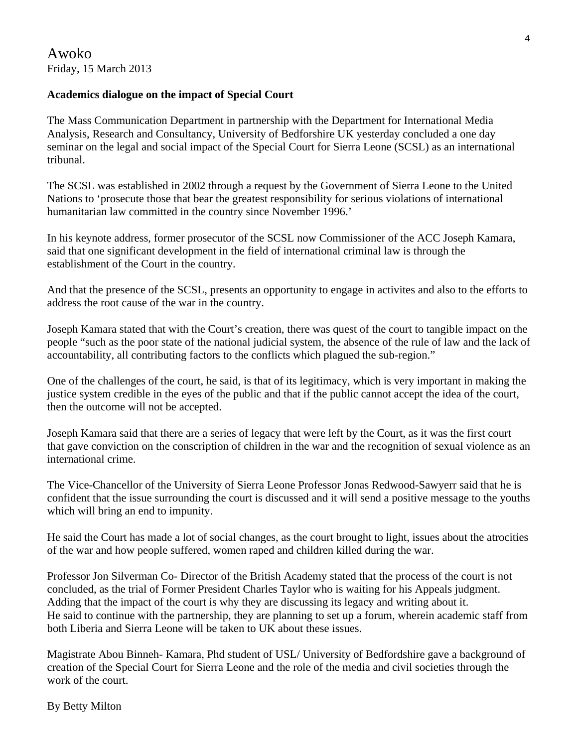Awoko
Friday, 15 March 2013

**Academics dialogue on the impact of Special Court**

The Mass Communication Department in partnership with the Department for International Media Analysis, Research and Consultancy, University of Bedforshire UK yesterday concluded a one day seminar on the legal and social impact of the Special Court for Sierra Leone (SCSL) as an international tribunal.

The SCSL was established in 2002 through a request by the Government of Sierra Leone to the United Nations to 'prosecute those that bear the greatest responsibility for serious violations of international humanitarian law committed in the country since November 1996.'

In his keynote address, former prosecutor of the SCSL now Commissioner of the ACC Joseph Kamara, said that one significant development in the field of international criminal law is through the establishment of the Court in the country.

And that the presence of the SCSL, presents an opportunity to engage in activites and also to the efforts to address the root cause of the war in the country.

Joseph Kamara stated that with the Court's creation, there was quest of the court to tangible impact on the people "such as the poor state of the national judicial system, the absence of the rule of law and the lack of accountability, all contributing factors to the conflicts which plagued the sub-region."

One of the challenges of the court, he said, is that of its legitimacy, which is very important in making the justice system credible in the eyes of the public and that if the public cannot accept the idea of the court, then the outcome will not be accepted.

Joseph Kamara said that there are a series of legacy that were left by the Court, as it was the first court that gave conviction on the conscription of children in the war and the recognition of sexual violence as an international crime.

The Vice-Chancellor of the University of Sierra Leone Professor Jonas Redwood-Sawyerr said that he is confident that the issue surrounding the court is discussed and it will send a positive message to the youths which will bring an end to impunity.

He said the Court has made a lot of social changes, as the court brought to light, issues about the atrocities of the war and how people suffered, women raped and children killed during the war.

Professor Jon Silverman Co- Director of the British Academy stated that the process of the court is not concluded, as the trial of Former President Charles Taylor who is waiting for his Appeals judgment. Adding that the impact of the court is why they are discussing its legacy and writing about it.
He said to continue with the partnership, they are planning to set up a forum, wherein academic staff from both Liberia and Sierra Leone will be taken to UK about these issues.

Magistrate Abou Binneh- Kamara, Phd student of USL/ University of Bedfordshire gave a background of creation of the Special Court for Sierra Leone and the role of the media and civil societies through the work of the court.

By Betty Milton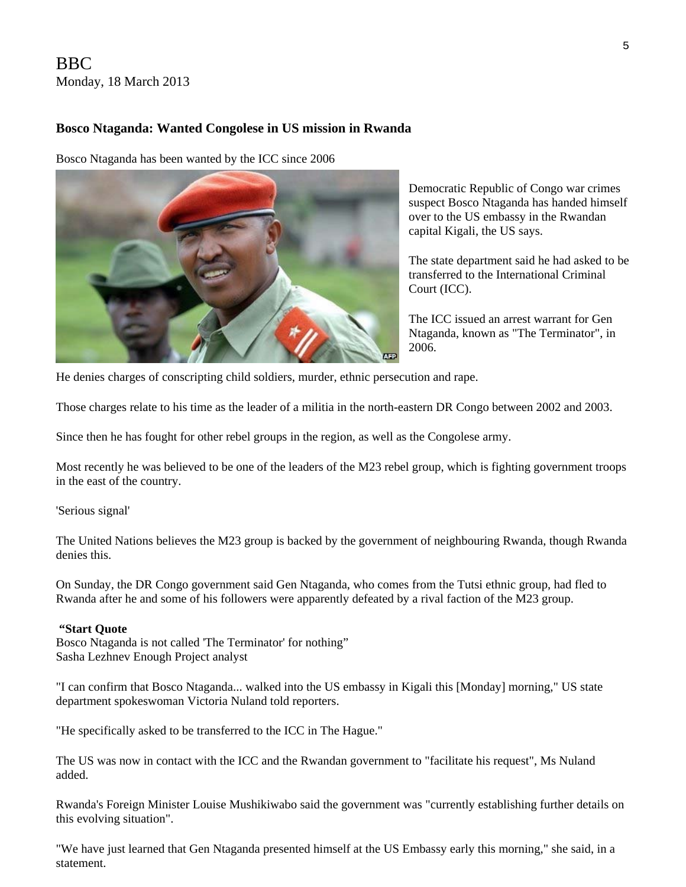BBC
Monday, 18 March 2013

**Bosco Ntaganda: Wanted Congolese in US mission in Rwanda**

Bosco Ntaganda has been wanted by the ICC since 2006

Democratic Republic of Congo war crimes suspect Bosco Ntaganda has handed himself over to the US embassy in the Rwandan capital Kigali, the US says.

The state department said he had asked to be transferred to the International Criminal Court (ICC).

The ICC issued an arrest warrant for Gen Ntaganda, known as "The Terminator", in 2006.

He denies charges of conscripting child soldiers, murder, ethnic persecution and rape.

Those charges relate to his time as the leader of a militia in the north-eastern DR Congo between 2002 and 2003.

Since then he has fought for other rebel groups in the region, as well as the Congolese army.

Most recently he was believed to be one of the leaders of the M23 rebel group, which is fighting government troops in the east of the country.

'Serious signal'

The United Nations believes the M23 group is backed by the government of neighbouring Rwanda, though Rwanda denies this.

On Sunday, the DR Congo government said Gen Ntaganda, who comes from the Tutsi ethnic group, had fled to Rwanda after he and some of his followers were apparently defeated by a rival faction of the M23 group.

**"Start Quote**
Bosco Ntaganda is not called 'The Terminator' for nothing"
Sasha Lezhnev Enough Project analyst

"I can confirm that Bosco Ntaganda... walked into the US embassy in Kigali this [Monday] morning," US state department spokeswoman Victoria Nuland told reporters.

"He specifically asked to be transferred to the ICC in The Hague."

The US was now in contact with the ICC and the Rwandan government to "facilitate his request", Ms Nuland added.

Rwanda's Foreign Minister Louise Mushikiwabo said the government was "currently establishing further details on this evolving situation".

"We have just learned that Gen Ntaganda presented himself at the US Embassy early this morning," she said, in a statement.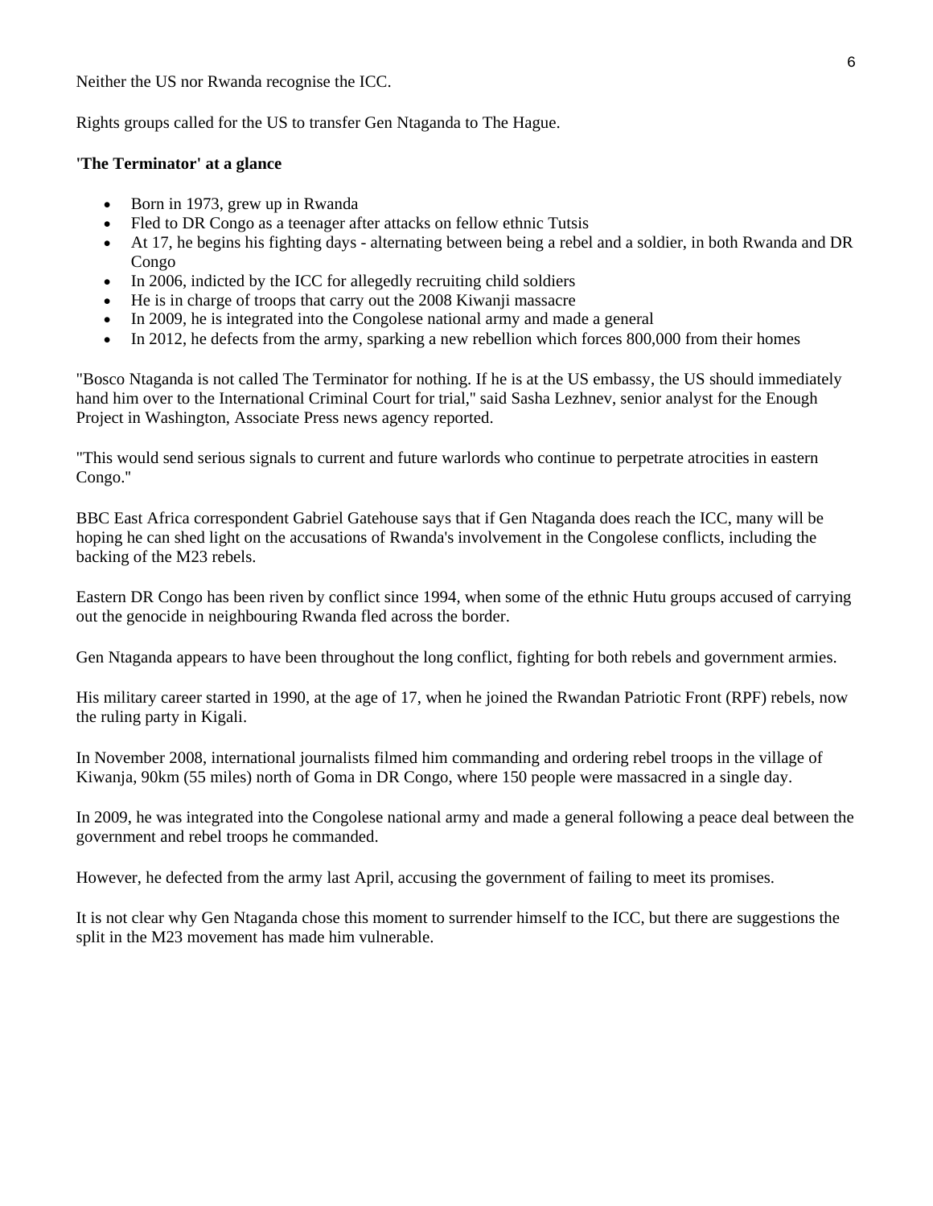Neither the US nor Rwanda recognise the ICC.

Rights groups called for the US to transfer Gen Ntaganda to The Hague.

**'The Terminator' at a glance**

- Born in 1973, grew up in Rwanda
- Fled to DR Congo as a teenager after attacks on fellow ethnic Tutsis
- At 17, he begins his fighting days - alternating between being a rebel and a soldier, in both Rwanda and DR Congo
- In 2006, indicted by the ICC for allegedly recruiting child soldiers
- He is in charge of troops that carry out the 2008 Kiwanji massacre
- In 2009, he is integrated into the Congolese national army and made a general
- In 2012, he defects from the army, sparking a new rebellion which forces 800,000 from their homes

"Bosco Ntaganda is not called The Terminator for nothing. If he is at the US embassy, the US should immediately hand him over to the International Criminal Court for trial," said Sasha Lezhnev, senior analyst for the Enough Project in Washington, Associate Press news agency reported.

"This would send serious signals to current and future warlords who continue to perpetrate atrocities in eastern Congo."

BBC East Africa correspondent Gabriel Gatehouse says that if Gen Ntaganda does reach the ICC, many will be hoping he can shed light on the accusations of Rwanda's involvement in the Congolese conflicts, including the backing of the M23 rebels.

Eastern DR Congo has been riven by conflict since 1994, when some of the ethnic Hutu groups accused of carrying out the genocide in neighbouring Rwanda fled across the border.

Gen Ntaganda appears to have been throughout the long conflict, fighting for both rebels and government armies.

His military career started in 1990, at the age of 17, when he joined the Rwandan Patriotic Front (RPF) rebels, now the ruling party in Kigali.

In November 2008, international journalists filmed him commanding and ordering rebel troops in the village of Kiwanja, 90km (55 miles) north of Goma in DR Congo, where 150 people were massacred in a single day.

In 2009, he was integrated into the Congolese national army and made a general following a peace deal between the government and rebel troops he commanded.

However, he defected from the army last April, accusing the government of failing to meet its promises.

It is not clear why Gen Ntaganda chose this moment to surrender himself to the ICC, but there are suggestions the split in the M23 movement has made him vulnerable.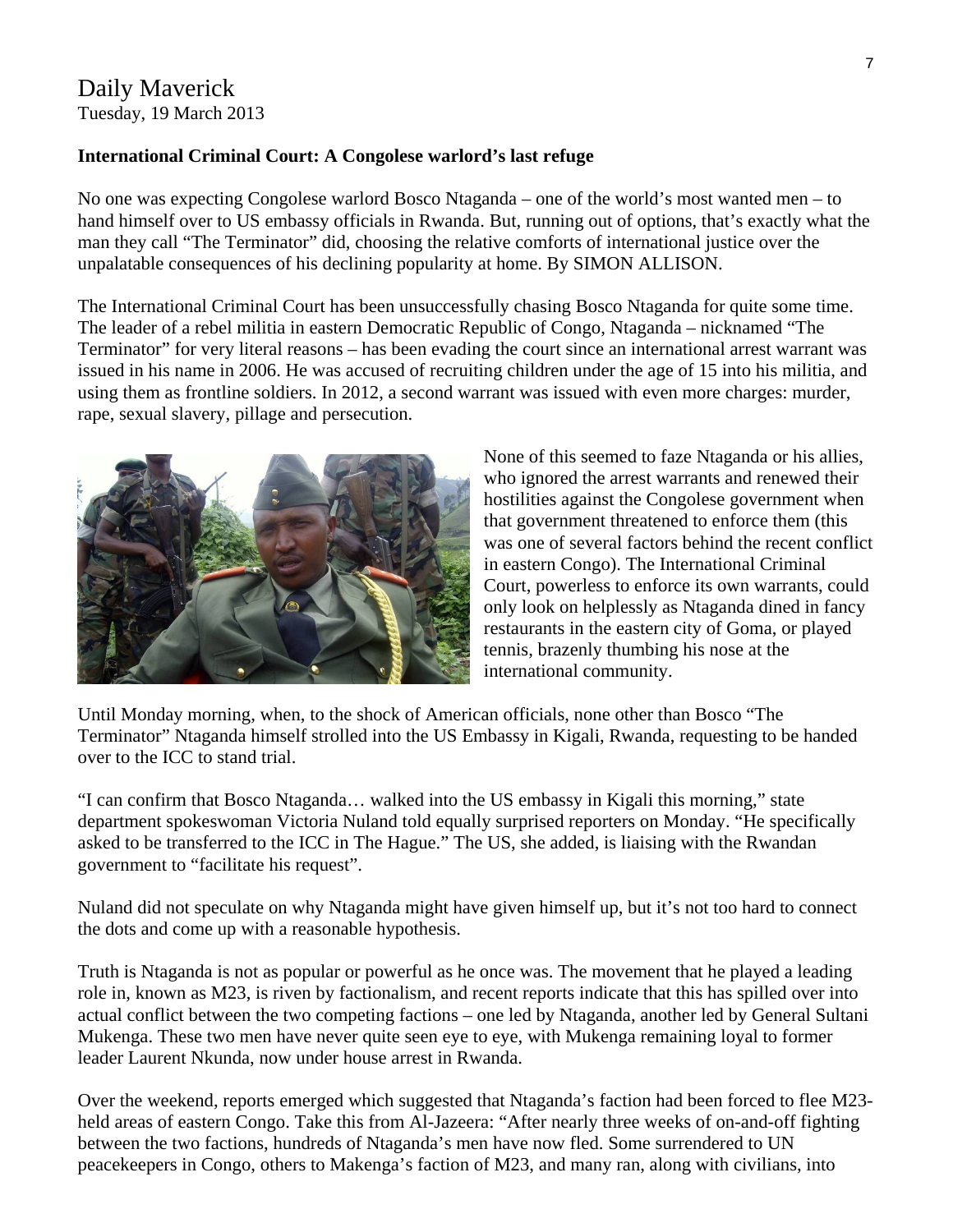Daily Maverick
Tuesday, 19 March 2013

**International Criminal Court: A Congolese warlord's last refuge**

No one was expecting Congolese warlord Bosco Ntaganda – one of the world's most wanted men – to hand himself over to US embassy officials in Rwanda. But, running out of options, that's exactly what the man they call "The Terminator" did, choosing the relative comforts of international justice over the unpalatable consequences of his declining popularity at home. By SIMON ALLISON.

The International Criminal Court has been unsuccessfully chasing Bosco Ntaganda for quite some time. The leader of a rebel militia in eastern Democratic Republic of Congo, Ntaganda – nicknamed "The Terminator" for very literal reasons – has been evading the court since an international arrest warrant was issued in his name in 2006. He was accused of recruiting children under the age of 15 into his militia, and using them as frontline soldiers. In 2012, a second warrant was issued with even more charges: murder, rape, sexual slavery, pillage and persecution.

None of this seemed to faze Ntaganda or his allies, who ignored the arrest warrants and renewed their hostilities against the Congolese government when that government threatened to enforce them (this was one of several factors behind the recent conflict in eastern Congo). The International Criminal Court, powerless to enforce its own warrants, could only look on helplessly as Ntaganda dined in fancy restaurants in the eastern city of Goma, or played tennis, brazenly thumbing his nose at the international community.

Until Monday morning, when, to the shock of American officials, none other than Bosco "The Terminator" Ntaganda himself strolled into the US Embassy in Kigali, Rwanda, requesting to be handed over to the ICC to stand trial.

"I can confirm that Bosco Ntaganda… walked into the US embassy in Kigali this morning," state department spokeswoman Victoria Nuland told equally surprised reporters on Monday. "He specifically asked to be transferred to the ICC in The Hague." The US, she added, is liaising with the Rwandan government to "facilitate his request".

Nuland did not speculate on why Ntaganda might have given himself up, but it's not too hard to connect the dots and come up with a reasonable hypothesis.

Truth is Ntaganda is not as popular or powerful as he once was. The movement that he played a leading role in, known as M23, is riven by factionalism, and recent reports indicate that this has spilled over into actual conflict between the two competing factions – one led by Ntaganda, another led by General Sultani Mukenga. These two men have never quite seen eye to eye, with Mukenga remaining loyal to former leader Laurent Nkunda, now under house arrest in Rwanda.

Over the weekend, reports emerged which suggested that Ntaganda's faction had been forced to flee M23-held areas of eastern Congo. Take this from Al-Jazeera: "After nearly three weeks of on-and-off fighting between the two factions, hundreds of Ntaganda's men have now fled. Some surrendered to UN peacekeepers in Congo, others to Makenga's faction of M23, and many ran, along with civilians, into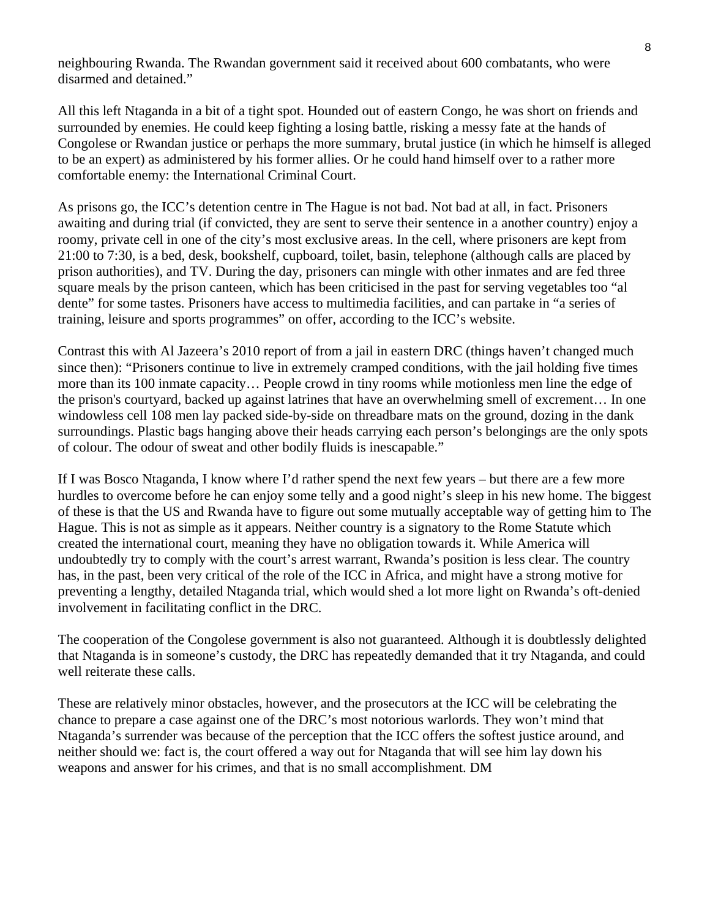neighbouring Rwanda. The Rwandan government said it received about 600 combatants, who were disarmed and detained."

All this left Ntaganda in a bit of a tight spot. Hounded out of eastern Congo, he was short on friends and surrounded by enemies. He could keep fighting a losing battle, risking a messy fate at the hands of Congolese or Rwandan justice or perhaps the more summary, brutal justice (in which he himself is alleged to be an expert) as administered by his former allies. Or he could hand himself over to a rather more comfortable enemy: the International Criminal Court.

As prisons go, the ICC's detention centre in The Hague is not bad. Not bad at all, in fact. Prisoners awaiting and during trial (if convicted, they are sent to serve their sentence in a another country) enjoy a roomy, private cell in one of the city's most exclusive areas. In the cell, where prisoners are kept from 21:00 to 7:30, is a bed, desk, bookshelf, cupboard, toilet, basin, telephone (although calls are placed by prison authorities), and TV. During the day, prisoners can mingle with other inmates and are fed three square meals by the prison canteen, which has been criticised in the past for serving vegetables too "al dente" for some tastes. Prisoners have access to multimedia facilities, and can partake in "a series of training, leisure and sports programmes" on offer, according to the ICC's website.

Contrast this with Al Jazeera's 2010 report of from a jail in eastern DRC (things haven't changed much since then): "Prisoners continue to live in extremely cramped conditions, with the jail holding five times more than its 100 inmate capacity… People crowd in tiny rooms while motionless men line the edge of the prison's courtyard, backed up against latrines that have an overwhelming smell of excrement… In one windowless cell 108 men lay packed side-by-side on threadbare mats on the ground, dozing in the dank surroundings. Plastic bags hanging above their heads carrying each person's belongings are the only spots of colour. The odour of sweat and other bodily fluids is inescapable."

If I was Bosco Ntaganda, I know where I'd rather spend the next few years – but there are a few more hurdles to overcome before he can enjoy some telly and a good night's sleep in his new home. The biggest of these is that the US and Rwanda have to figure out some mutually acceptable way of getting him to The Hague. This is not as simple as it appears. Neither country is a signatory to the Rome Statute which created the international court, meaning they have no obligation towards it. While America will undoubtedly try to comply with the court's arrest warrant, Rwanda's position is less clear. The country has, in the past, been very critical of the role of the ICC in Africa, and might have a strong motive for preventing a lengthy, detailed Ntaganda trial, which would shed a lot more light on Rwanda's oft-denied involvement in facilitating conflict in the DRC.

The cooperation of the Congolese government is also not guaranteed. Although it is doubtlessly delighted that Ntaganda is in someone's custody, the DRC has repeatedly demanded that it try Ntaganda, and could well reiterate these calls.

These are relatively minor obstacles, however, and the prosecutors at the ICC will be celebrating the chance to prepare a case against one of the DRC's most notorious warlords. They won't mind that Ntaganda's surrender was because of the perception that the ICC offers the softest justice around, and neither should we: fact is, the court offered a way out for Ntaganda that will see him lay down his weapons and answer for his crimes, and that is no small accomplishment. DM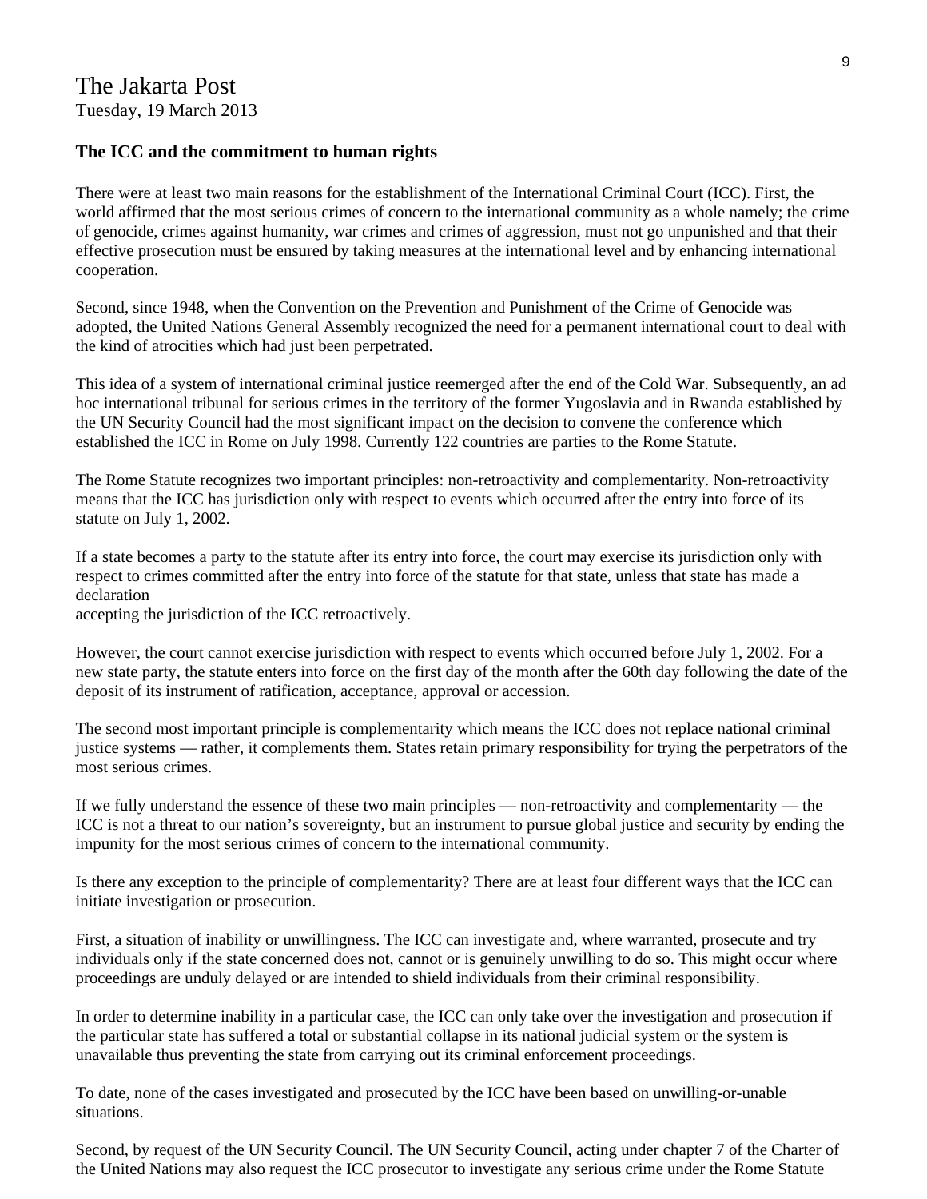The Jakarta Post
Tuesday, 19 March 2013

**The ICC and the commitment to human rights**

There were at least two main reasons for the establishment of the International Criminal Court (ICC). First, the world affirmed that the most serious crimes of concern to the international community as a whole namely; the crime of genocide, crimes against humanity, war crimes and crimes of aggression, must not go unpunished and that their effective prosecution must be ensured by taking measures at the international level and by enhancing international cooperation.

Second, since 1948, when the Convention on the Prevention and Punishment of the Crime of Genocide was adopted, the United Nations General Assembly recognized the need for a permanent international court to deal with the kind of atrocities which had just been perpetrated.

This idea of a system of international criminal justice reemerged after the end of the Cold War. Subsequently, an ad hoc international tribunal for serious crimes in the territory of the former Yugoslavia and in Rwanda established by the UN Security Council had the most significant impact on the decision to convene the conference which established the ICC in Rome on July 1998. Currently 122 countries are parties to the Rome Statute.

The Rome Statute recognizes two important principles: non-retroactivity and complementarity. Non-retroactivity means that the ICC has jurisdiction only with respect to events which occurred after the entry into force of its statute on July 1, 2002.

If a state becomes a party to the statute after its entry into force, the court may exercise its jurisdiction only with respect to crimes committed after the entry into force of the statute for that state, unless that state has made a declaration
accepting the jurisdiction of the ICC retroactively.

However, the court cannot exercise jurisdiction with respect to events which occurred before July 1, 2002. For a new state party, the statute enters into force on the first day of the month after the 60th day following the date of the deposit of its instrument of ratification, acceptance, approval or accession.

The second most important principle is complementarity which means the ICC does not replace national criminal justice systems — rather, it complements them. States retain primary responsibility for trying the perpetrators of the most serious crimes.

If we fully understand the essence of these two main principles — non-retroactivity and complementarity — the ICC is not a threat to our nation's sovereignty, but an instrument to pursue global justice and security by ending the impunity for the most serious crimes of concern to the international community.

Is there any exception to the principle of complementarity? There are at least four different ways that the ICC can initiate investigation or prosecution.

First, a situation of inability or unwillingness. The ICC can investigate and, where warranted, prosecute and try individuals only if the state concerned does not, cannot or is genuinely unwilling to do so. This might occur where proceedings are unduly delayed or are intended to shield individuals from their criminal responsibility.

In order to determine inability in a particular case, the ICC can only take over the investigation and prosecution if the particular state has suffered a total or substantial collapse in its national judicial system or the system is unavailable thus preventing the state from carrying out its criminal enforcement proceedings.

To date, none of the cases investigated and prosecuted by the ICC have been based on unwilling-or-unable situations.

Second, by request of the UN Security Council. The UN Security Council, acting under chapter 7 of the Charter of the United Nations may also request the ICC prosecutor to investigate any serious crime under the Rome Statute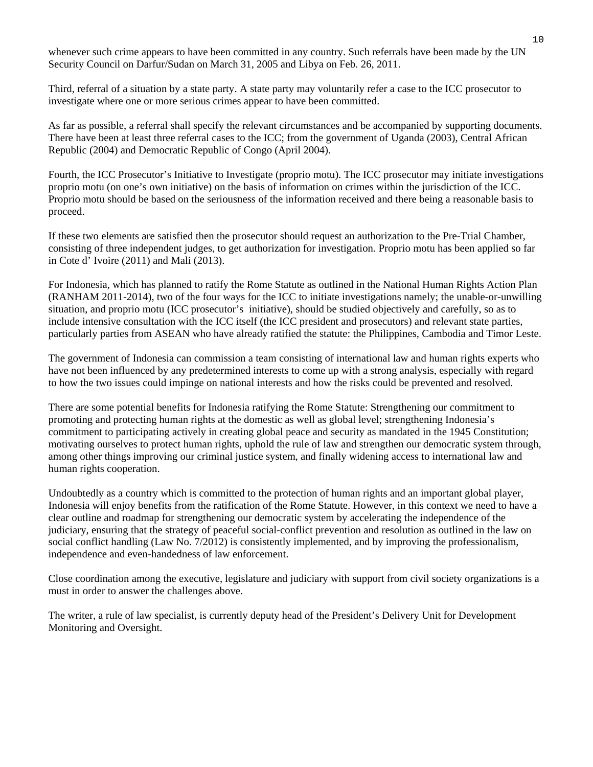whenever such crime appears to have been committed in any country. Such referrals have been made by the UN Security Council on Darfur/Sudan on March 31, 2005 and Libya on Feb. 26, 2011.

Third, referral of a situation by a state party. A state party may voluntarily refer a case to the ICC prosecutor to investigate where one or more serious crimes appear to have been committed.

As far as possible, a referral shall specify the relevant circumstances and be accompanied by supporting documents. There have been at least three referral cases to the ICC; from the government of Uganda (2003), Central African Republic (2004) and Democratic Republic of Congo (April 2004).

Fourth, the ICC Prosecutor's Initiative to Investigate (proprio motu). The ICC prosecutor may initiate investigations proprio motu (on one's own initiative) on the basis of information on crimes within the jurisdiction of the ICC. Proprio motu should be based on the seriousness of the information received and there being a reasonable basis to proceed.

If these two elements are satisfied then the prosecutor should request an authorization to the Pre-Trial Chamber, consisting of three independent judges, to get authorization for investigation. Proprio motu has been applied so far in Cote d' Ivoire (2011) and Mali (2013).

For Indonesia, which has planned to ratify the Rome Statute as outlined in the National Human Rights Action Plan (RANHAM 2011-2014), two of the four ways for the ICC to initiate investigations namely; the unable-or-unwilling situation, and proprio motu (ICC prosecutor's initiative), should be studied objectively and carefully, so as to include intensive consultation with the ICC itself (the ICC president and prosecutors) and relevant state parties, particularly parties from ASEAN who have already ratified the statute: the Philippines, Cambodia and Timor Leste.

The government of Indonesia can commission a team consisting of international law and human rights experts who have not been influenced by any predetermined interests to come up with a strong analysis, especially with regard to how the two issues could impinge on national interests and how the risks could be prevented and resolved.

There are some potential benefits for Indonesia ratifying the Rome Statute: Strengthening our commitment to promoting and protecting human rights at the domestic as well as global level; strengthening Indonesia's commitment to participating actively in creating global peace and security as mandated in the 1945 Constitution; motivating ourselves to protect human rights, uphold the rule of law and strengthen our democratic system through, among other things improving our criminal justice system, and finally widening access to international law and human rights cooperation.

Undoubtedly as a country which is committed to the protection of human rights and an important global player, Indonesia will enjoy benefits from the ratification of the Rome Statute. However, in this context we need to have a clear outline and roadmap for strengthening our democratic system by accelerating the independence of the judiciary, ensuring that the strategy of peaceful social-conflict prevention and resolution as outlined in the law on social conflict handling (Law No. 7/2012) is consistently implemented, and by improving the professionalism, independence and even-handedness of law enforcement.

Close coordination among the executive, legislature and judiciary with support from civil society organizations is a must in order to answer the challenges above.

The writer, a rule of law specialist, is currently deputy head of the President's Delivery Unit for Development Monitoring and Oversight.